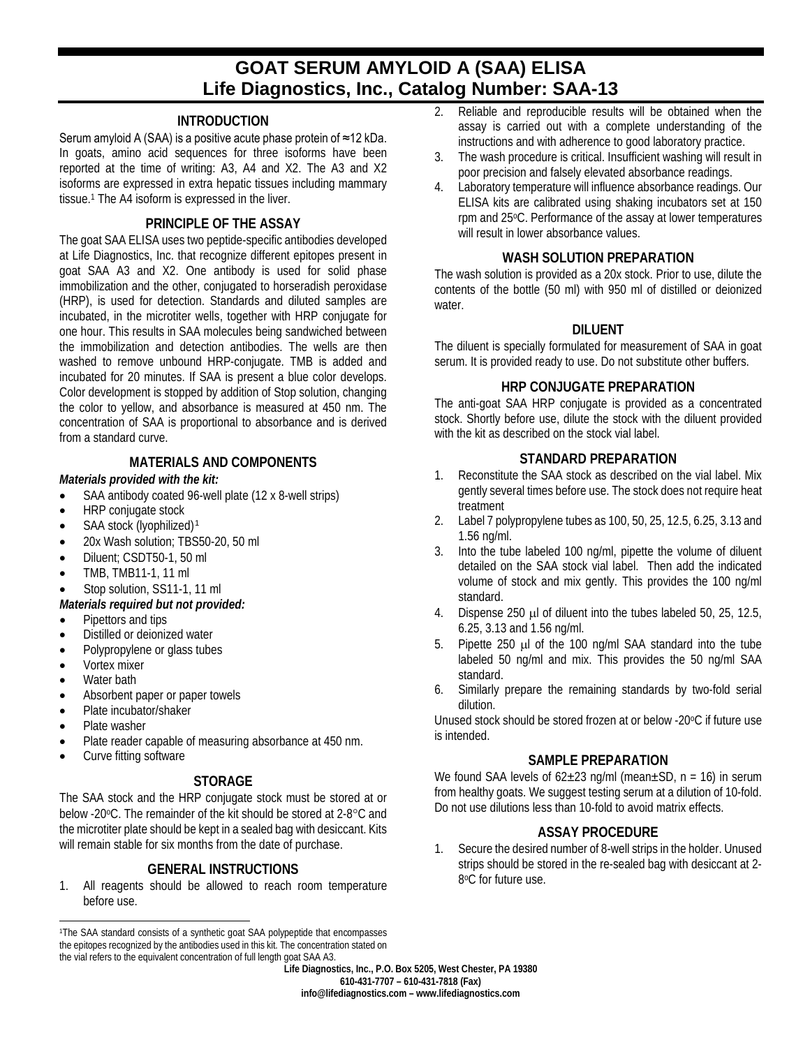# GOAT SERUM AMYLOID A (SAA) ELISA
# Life Diagnostics, Inc., Catalog Number: SAA-13

## INTRODUCTION

Serum amyloid A (SAA) is a positive acute phase protein of ≈12 kDa. In goats, amino acid sequences for three isoforms have been reported at the time of writing: A3, A4 and X2. The A3 and X2 isoforms are expressed in extra hepatic tissues including mammary tissue.[1] The A4 isoform is expressed in the liver.

## PRINCIPLE OF THE ASSAY

The goat SAA ELISA uses two peptide-specific antibodies developed at Life Diagnostics, Inc. that recognize different epitopes present in goat SAA A3 and X2. One antibody is used for solid phase immobilization and the other, conjugated to horseradish peroxidase (HRP), is used for detection. Standards and diluted samples are incubated, in the microtiter wells, together with HRP conjugate for one hour. This results in SAA molecules being sandwiched between the immobilization and detection antibodies. The wells are then washed to remove unbound HRP-conjugate. TMB is added and incubated for 20 minutes. If SAA is present a blue color develops. Color development is stopped by addition of Stop solution, changing the color to yellow, and absorbance is measured at 450 nm. The concentration of SAA is proportional to absorbance and is derived from a standard curve.

## MATERIALS AND COMPONENTS

***Materials provided with the kit:***

- SAA antibody coated 96-well plate (12 x 8-well strips)
- HRP conjugate stock
- SAA stock (lyophilized)[1]
- 20x Wash solution; TBS50-20, 50 ml
- Diluent; CSDT50-1, 50 ml
- TMB, TMB11-1, 11 ml
- Stop solution, SS11-1, 11 ml

***Materials required but not provided:***

- Pipettors and tips
- Distilled or deionized water
- Polypropylene or glass tubes
- Vortex mixer
- Water bath
- Absorbent paper or paper towels
- Plate incubator/shaker
- Plate washer
- Plate reader capable of measuring absorbance at 450 nm.
- Curve fitting software

## STORAGE

The SAA stock and the HRP conjugate stock must be stored at or below -20°C. The remainder of the kit should be stored at 2-8°C and the microtiter plate should be kept in a sealed bag with desiccant. Kits will remain stable for six months from the date of purchase.

## GENERAL INSTRUCTIONS

1. All reagents should be allowed to reach room temperature before use.
2. Reliable and reproducible results will be obtained when the assay is carried out with a complete understanding of the instructions and with adherence to good laboratory practice.
3. The wash procedure is critical. Insufficient washing will result in poor precision and falsely elevated absorbance readings.
4. Laboratory temperature will influence absorbance readings. Our ELISA kits are calibrated using shaking incubators set at 150 rpm and 25°C. Performance of the assay at lower temperatures will result in lower absorbance values.

## WASH SOLUTION PREPARATION

The wash solution is provided as a 20x stock. Prior to use, dilute the contents of the bottle (50 ml) with 950 ml of distilled or deionized water.

## DILUENT

The diluent is specially formulated for measurement of SAA in goat serum. It is provided ready to use. Do not substitute other buffers.

## HRP CONJUGATE PREPARATION

The anti-goat SAA HRP conjugate is provided as a concentrated stock. Shortly before use, dilute the stock with the diluent provided with the kit as described on the stock vial label.

## STANDARD PREPARATION

1. Reconstitute the SAA stock as described on the vial label. Mix gently several times before use. The stock does not require heat treatment
2. Label 7 polypropylene tubes as 100, 50, 25, 12.5, 6.25, 3.13 and 1.56 ng/ml.
3. Into the tube labeled 100 ng/ml, pipette the volume of diluent detailed on the SAA stock vial label. Then add the indicated volume of stock and mix gently. This provides the 100 ng/ml standard.
4. Dispense 250 μl of diluent into the tubes labeled 50, 25, 12.5, 6.25, 3.13 and 1.56 ng/ml.
5. Pipette 250 μl of the 100 ng/ml SAA standard into the tube labeled 50 ng/ml and mix. This provides the 50 ng/ml SAA standard.
6. Similarly prepare the remaining standards by two-fold serial dilution.

Unused stock should be stored frozen at or below -20°C if future use is intended.

## SAMPLE PREPARATION

We found SAA levels of 62±23 ng/ml (mean±SD, n = 16) in serum from healthy goats. We suggest testing serum at a dilution of 10-fold. Do not use dilutions less than 10-fold to avoid matrix effects.

## ASSAY PROCEDURE

1. Secure the desired number of 8-well strips in the holder. Unused strips should be stored in the re-sealed bag with desiccant at 2-8°C for future use.

---

[1]The SAA standard consists of a synthetic goat SAA polypeptide that encompasses the epitopes recognized by the antibodies used in this kit. The concentration stated on the vial refers to the equivalent concentration of full length goat SAA A3.

**Life Diagnostics, Inc., P.O. Box 5205, West Chester, PA 19380**
**610-431-7707 – 610-431-7818 (Fax)**
**info@lifediagnostics.com – www.lifediagnostics.com**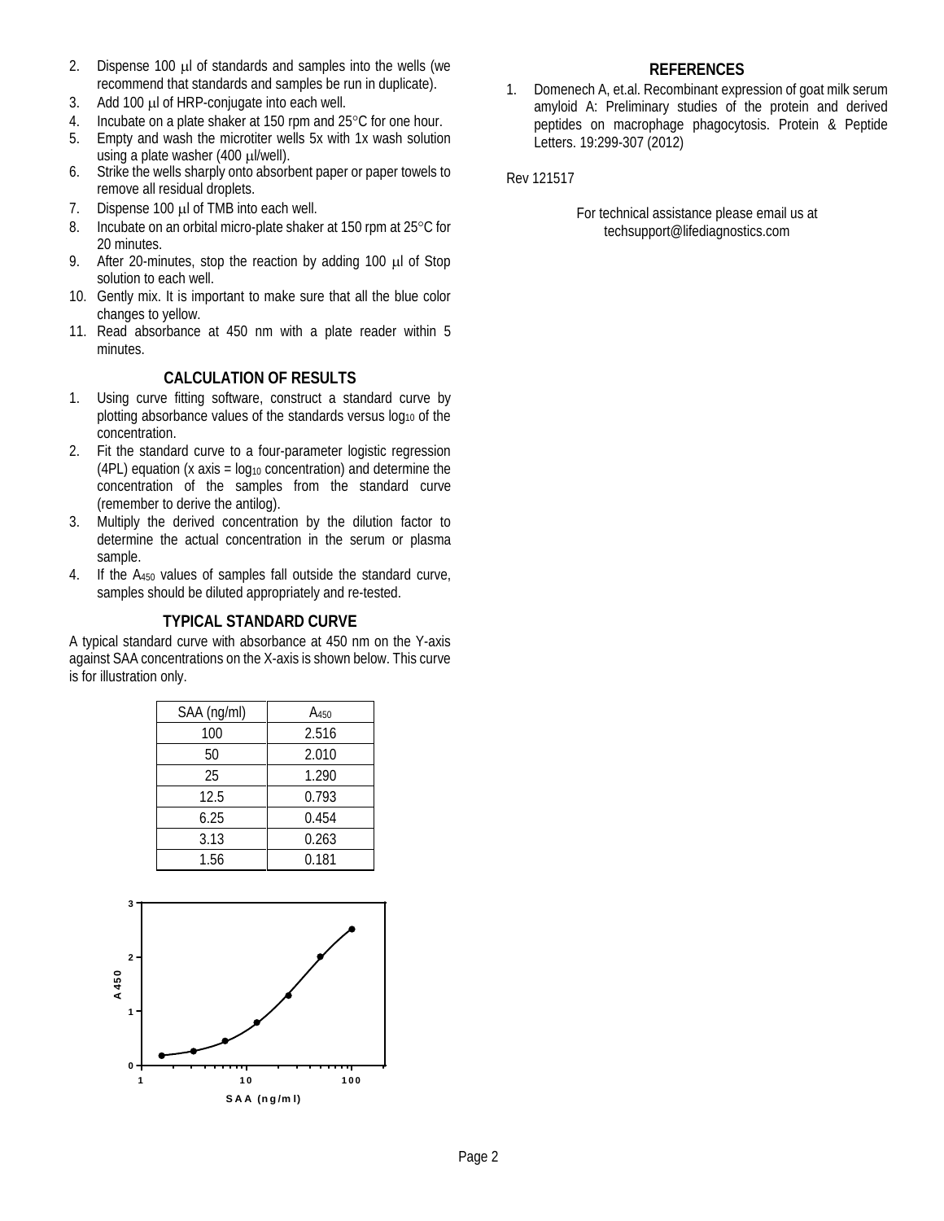2. Dispense 100 μl of standards and samples into the wells (we recommend that standards and samples be run in duplicate).
3. Add 100 μl of HRP-conjugate into each well.
4. Incubate on a plate shaker at 150 rpm and 25°C for one hour.
5. Empty and wash the microtiter wells 5x with 1x wash solution using a plate washer (400 μl/well).
6. Strike the wells sharply onto absorbent paper or paper towels to remove all residual droplets.
7. Dispense 100 μl of TMB into each well.
8. Incubate on an orbital micro-plate shaker at 150 rpm at 25°C for 20 minutes.
9. After 20-minutes, stop the reaction by adding 100 μl of Stop solution to each well.
10. Gently mix. It is important to make sure that all the blue color changes to yellow.
11. Read absorbance at 450 nm with a plate reader within 5 minutes.

## CALCULATION OF RESULTS

1. Using curve fitting software, construct a standard curve by plotting absorbance values of the standards versus $\log_{10}$ of the concentration.
2. Fit the standard curve to a four-parameter logistic regression (4PL) equation (x axis = $\log_{10}$ concentration) and determine the concentration of the samples from the standard curve (remember to derive the antilog).
3. Multiply the derived concentration by the dilution factor to determine the actual concentration in the serum or plasma sample.
4. If the $A_{450}$ values of samples fall outside the standard curve, samples should be diluted appropriately and re-tested.

## TYPICAL STANDARD CURVE

A typical standard curve with absorbance at 450 nm on the Y-axis against SAA concentrations on the X-axis is shown below. This curve is for illustration only.

| SAA (ng/ml) | $A_{450}$ |
|---|---|
| 100 | 2.516 |
| 50 | 2.010 |
| 25 | 1.290 |
| 12.5 | 0.793 |
| 6.25 | 0.454 |
| 3.13 | 0.263 |
| 1.56 | 0.181 |

A 450

0
1
2
3

1
10
100

SAA (ng/ml)

## REFERENCES

1. Domenech A, et.al. Recombinant expression of goat milk serum amyloid A: Preliminary studies of the protein and derived peptides on macrophage phagocytosis. Protein & Peptide Letters. 19:299-307 (2012)

Rev 121517

For technical assistance please email us at techsupport@lifediagnostics.com